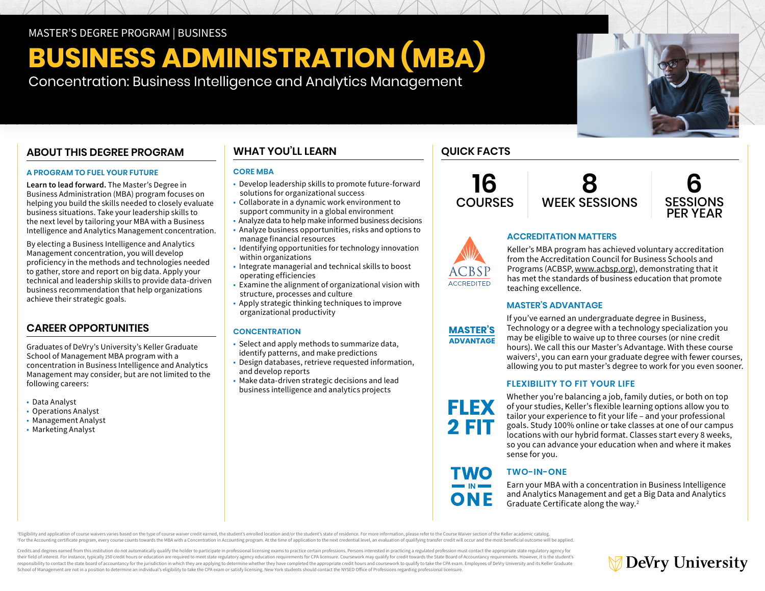MASTER'S DEGREE PROGRAM | BUSINESS

# BUSINESS ADMINISTRATION (MBA)

Concentration: Business Intelligence and Analytics Management

## ABOUT THIS DEGREE PROGRAM

### A PROGRAM TO FUEL YOUR FUTURE

**Learn to lead forward.** The Master's Degree in Business Administration (MBA) program focuses on helping you build the skills needed to closely evaluate business situations. Take your leadership skills to the next level by tailoring your MBA with a Business Intelligence and Analytics Management concentration.

By electing a Business Intelligence and Analytics Management concentration, you will develop proficiency in the methods and technologies needed to gather, store and report on big data. Apply your technical and leadership skills to provide data-driven business recommendation that help organizations achieve their strategic goals.

## CAREER OPPORTUNITIES

Graduates of DeVry University's Keller Graduate School of Management MBA program with a concentration in Business Intelligence and Analytics Management may consider, but are not limited to the following careers:

- Data Analyst
- Operations Analyst
- Management Analyst
- Marketing Analyst

## WHAT YOU'LL LEARN

### CORE MBA

- Develop leadership skills to promote future-forward solutions for organizational success
- Collaborate in a dynamic work environment to support community in a global environment
- Analyze data to help make informed business decisions
- Analyze business opportunities, risks and options to manage financial resources
- Identifying opportunities for technology innovation within organizations
- Integrate managerial and technical skills to boost operating efficiencies
- Examine the alignment of organizational vision with structure, processes and culture
- Apply strategic thinking techniques to improve organizational productivity

### CONCENTRATION

- Select and apply methods to summarize data, identify patterns, and make predictions
- Design databases, retrieve requested information, and develop reports
- Make data-driven strategic decisions and lead business intelligence and analytics projects

## QUICK FACTS

**16** COURSES

**8** WEEK SESSIONS

**6** SESSIONS PER YEAR

ACBSP ACCREDITED

### ACCREDITATION MATTERS

Keller's MBA program has achieved voluntary accreditation from the Accreditation Council for Business Schools and Programs (ACBSP, www.acbsp.org), demonstrating that it has met the standards of business education that promote teaching excellence.

MASTER'S ADVANTAGE

### MASTER'S ADVANTAGE

If you've earned an undergraduate degree in Business, Technology or a degree with a technology specialization you may be eligible to waive up to three courses (or nine credit hours). We call this our Master's Advantage. With these course waivers[1], you can earn your graduate degree with fewer courses, allowing you to put master's degree to work for you even sooner.

FLEX 2 FIT

### FLEXIBILITY TO FIT YOUR LIFE

Whether you're balancing a job, family duties, or both on top of your studies, Keller's flexible learning options allow you to tailor your experience to fit your life – and your professional goals. Study 100% online or take classes at one of our campus locations with our hybrid format. Classes start every 8 weeks, so you can advance your education when and where it makes sense for you.

TWO IN ONE

### TWO-IN-ONE

Earn your MBA with a concentration in Business Intelligence and Analytics Management and get a Big Data and Analytics Graduate Certificate along the way.[2]

[1]Eligibility and application of course waivers varies based on the type of course waiver credit earned, the student's enrolled location and/or the student's state of residence. For more information, please refer to the Course Waiver section of the Keller academic catalog.
[2]For the Accounting certificate program, every course counts towards the MBA with a Concentration in Accounting program. At the time of application to the next credential level, an evaluation of qualifying transfer credit will occur and the most beneficial outcome will be applied.

Credits and degrees earned from this institution do not automatically qualify the holder to participate in professional licensing exams to practice certain professions. Persons interested in practicing a regulated profession must contact the appropriate state regulatory agency for their field of interest. For instance, typically 150 credit hours or education are required to meet state regulatory agency education requirements for CPA licensure. Coursework may qualify for credit towards the State Board of Accountancy requirements. However, it is the student's responsibility to contact the state board of accountancy for the jurisdiction in which they are applying to determine whether they have completed the appropriate credit hours and coursework to qualify to take the CPA exam. Employees of DeVry University and its Keller Graduate School of Management are not in a position to determine an individual's eligibility to take the CPA exam or satisfy licensing. New York students should contact the NYSED Office of Professions regarding professional licensure.

DeVry University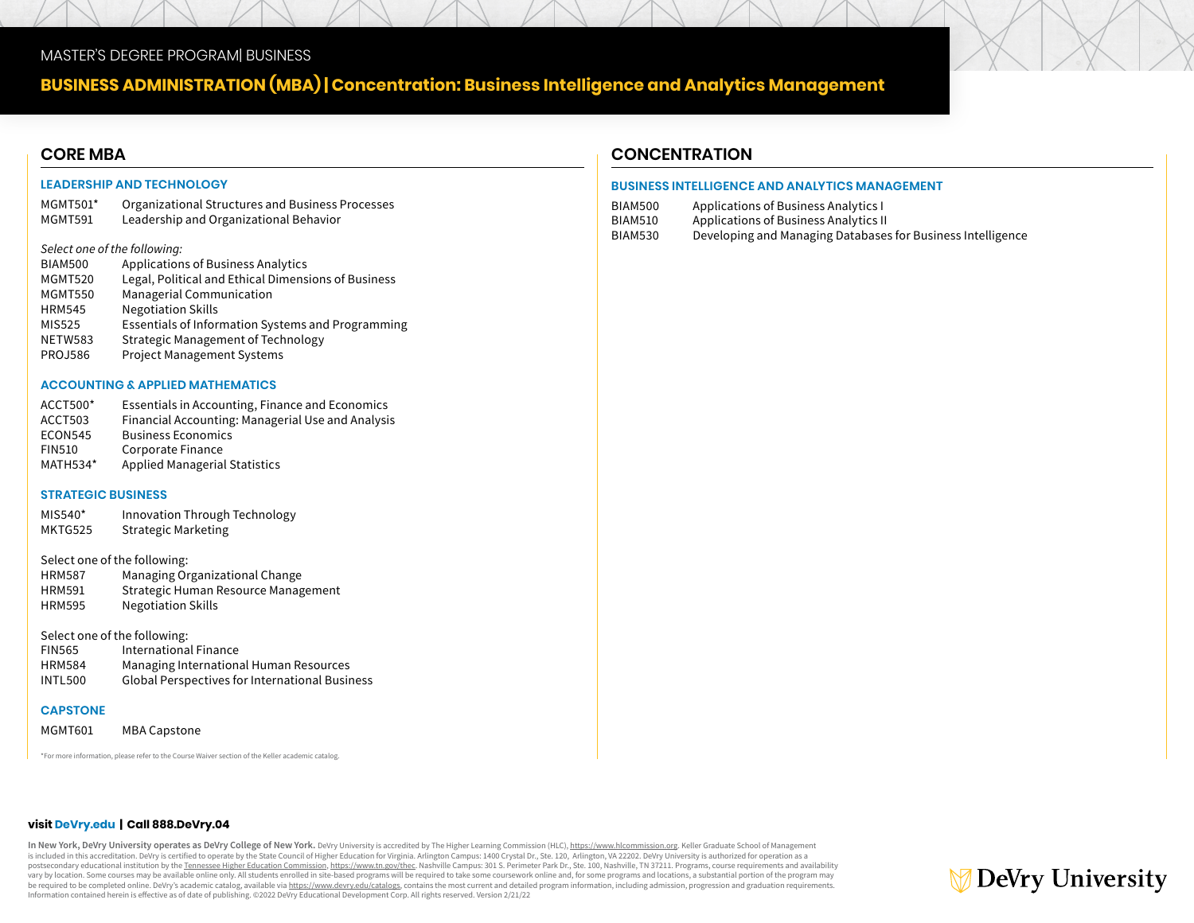MASTER'S DEGREE PROGRAM| BUSINESS

# BUSINESS ADMINISTRATION (MBA) | Concentration: Business Intelligence and Analytics Management

## CORE MBA

### LEADERSHIP AND TECHNOLOGY

| | |
|---|---|
| MGMT501* | Organizational Structures and Business Processes |
| MGMT591 | Leadership and Organizational Behavior |

*Select one of the following:*

| | |
|---|---|
| BIAM500 | Applications of Business Analytics |
| MGMT520 | Legal, Political and Ethical Dimensions of Business |
| MGMT550 | Managerial Communication |
| HRM545 | Negotiation Skills |
| MIS525 | Essentials of Information Systems and Programming |
| NETW583 | Strategic Management of Technology |
| PROJ586 | Project Management Systems |

### ACCOUNTING & APPLIED MATHEMATICS

| | |
|---|---|
| ACCT500* | Essentials in Accounting, Finance and Economics |
| ACCT503 | Financial Accounting: Managerial Use and Analysis |
| ECON545 | Business Economics |
| FIN510 | Corporate Finance |
| MATH534* | Applied Managerial Statistics |

### STRATEGIC BUSINESS

| | |
|---|---|
| MIS540* | Innovation Through Technology |
| MKTG525 | Strategic Marketing |

Select one of the following:

| | |
|---|---|
| HRM587 | Managing Organizational Change |
| HRM591 | Strategic Human Resource Management |
| HRM595 | Negotiation Skills |

Select one of the following:

| | |
|---|---|
| FIN565 | International Finance |
| HRM584 | Managing International Human Resources |
| INTL500 | Global Perspectives for International Business |

### CAPSTONE

| | |
|---|---|
| MGMT601 | MBA Capstone |

*For more information, please refer to the Course Waiver section of the Keller academic catalog.

## CONCENTRATION

### BUSINESS INTELLIGENCE AND ANALYTICS MANAGEMENT

| | |
|---|---|
| BIAM500 | Applications of Business Analytics I |
| BIAM510 | Applications of Business Analytics II |
| BIAM530 | Developing and Managing Databases for Business Intelligence |

**visit DeVry.edu | Call 888.DeVry.04**

**In New York, DeVry University operates as DeVry College of New York.** DeVry University is accredited by The Higher Learning Commission (HLC), https://www.hlcommission.org. Keller Graduate School of Management is included in this accreditation. DeVry is certified to operate by the State Council of Higher Education for Virginia. Arlington Campus: 1400 Crystal Dr., Ste. 120, Arlington, VA 22202. DeVry University is authorized for operation as a postsecondary educational institution by the Tennessee Higher Education Commission, https://www.tn.gov/thec. Nashville Campus: 301 S. Perimeter Park Dr., Ste. 100, Nashville, TN 37211. Programs, course requirements and availability vary by location. Some courses may be available online only. All students enrolled in site-based programs will be required to take some coursework online and, for some programs and locations, a substantial portion of the program may be required to be completed online. DeVry's academic catalog, available via https://www.devry.edu/catalogs, contains the most current and detailed program information, including admission, progression and graduation requirements. Information contained herein is effective as of date of publishing. ©2022 DeVry Educational Development Corp. All rights reserved. Version 2/21/22

DeVry University